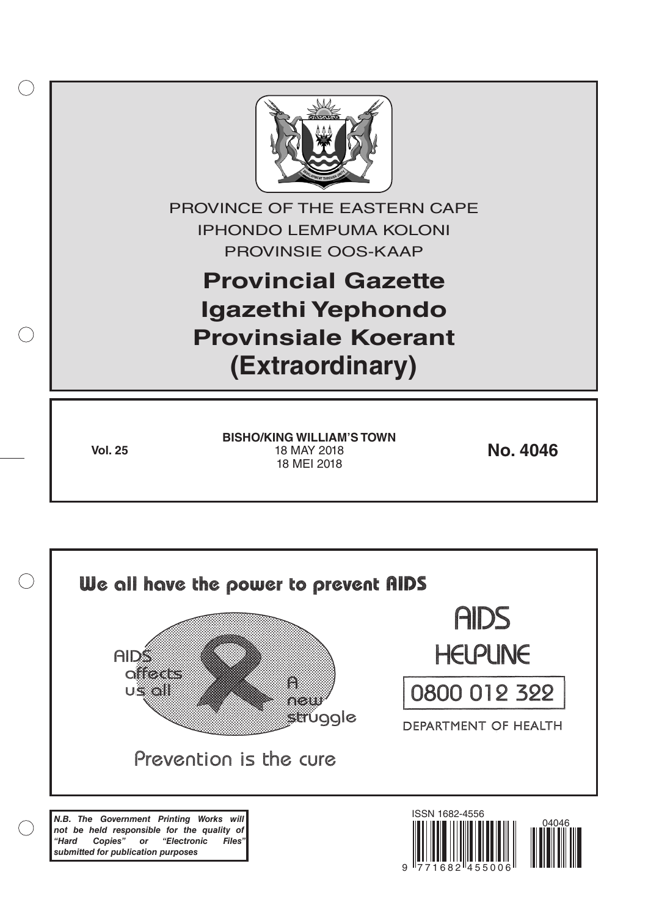PROVINCE OF THE EASTERN CAPE

IPHONDO LEMPUMA KOLONI

PROVINSIE OOS-KAAP

# Provincial Gazette
# Igazethi Yephondo
# Provinsiale Koerant
# (Extraordinary)

**Vol. 25**

**BISHO/KING WILLIAM'S TOWN**

18 MAY 2018

18 MEI 2018

**No. 4046**

**We all have the power to prevent AIDS**

AIDS affects us all

A new struggle

Prevention is the cure

AIDS HELPLINE

0800 012 322

DEPARTMENT OF HEALTH

***N.B. The Government Printing Works will not be held responsible for the quality of "Hard Copies" or "Electronic Files" submitted for publication purposes***

ISSN 1682-4556

9 771682 455006

04046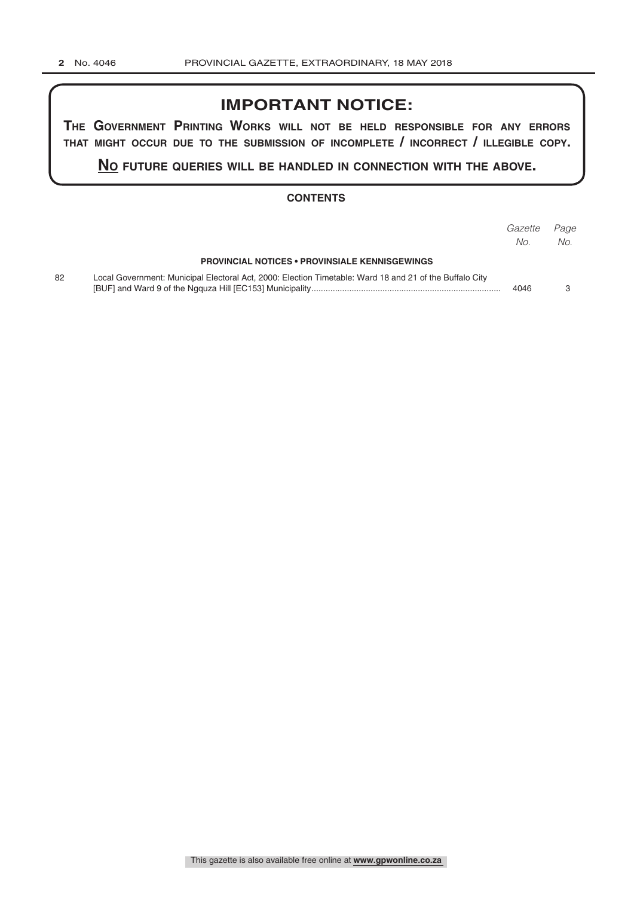# IMPORTANT NOTICE:

**THE GOVERNMENT PRINTING WORKS WILL NOT BE HELD RESPONSIBLE FOR ANY ERRORS THAT MIGHT OCCUR DUE TO THE SUBMISSION OF INCOMPLETE / INCORRECT / ILLEGIBLE COPY.**

**NO FUTURE QUERIES WILL BE HANDLED IN CONNECTION WITH THE ABOVE.**

## CONTENTS

| | | *Gazette No.* | *Page No.* |
|---|---|---|---|
| | **PROVINCIAL NOTICES • PROVINSIALE KENNISGEWINGS** | | |
| 82 | Local Government: Municipal Electoral Act, 2000: Election Timetable: Ward 18 and 21 of the Buffalo City [BUF] and Ward 9 of the Ngquza Hill [EC153] Municipality | 4046 | 3 |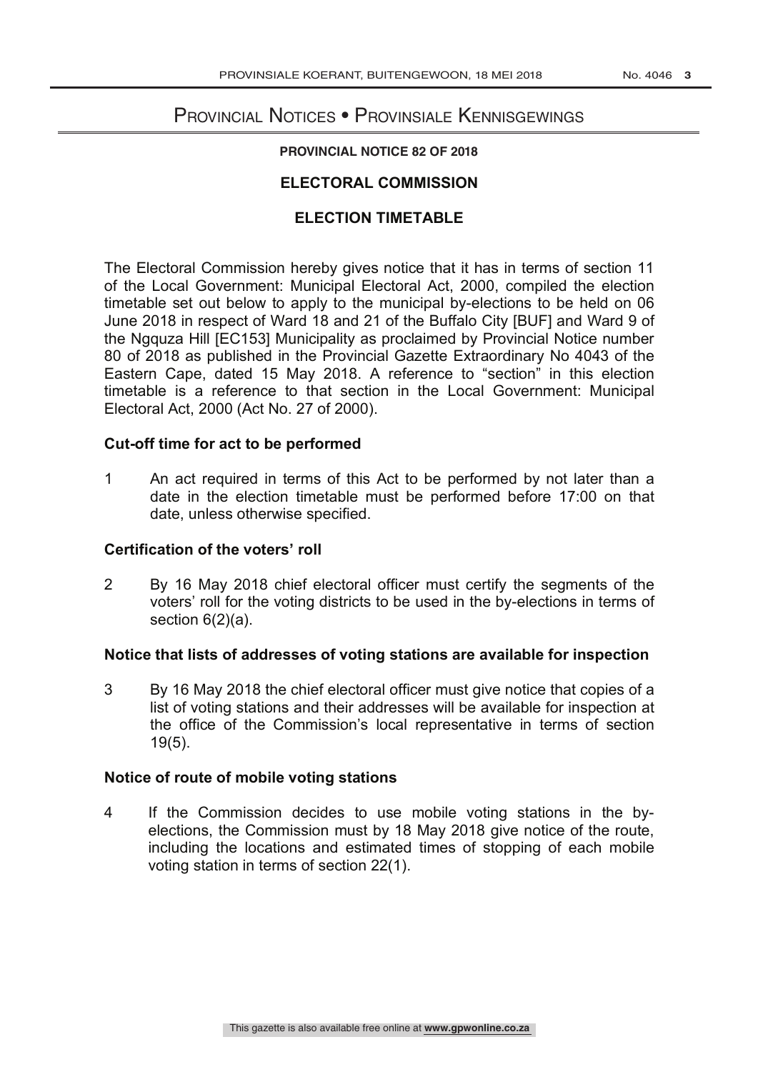# Provincial Notices • Provinsiale Kennisgewings

**PROVINCIAL NOTICE 82 OF 2018**

## ELECTORAL COMMISSION

## ELECTION TIMETABLE

The Electoral Commission hereby gives notice that it has in terms of section 11 of the Local Government: Municipal Electoral Act, 2000, compiled the election timetable set out below to apply to the municipal by-elections to be held on 06 June 2018 in respect of Ward 18 and 21 of the Buffalo City [BUF] and Ward 9 of the Ngquza Hill [EC153] Municipality as proclaimed by Provincial Notice number 80 of 2018 as published in the Provincial Gazette Extraordinary No 4043 of the Eastern Cape, dated 15 May 2018. A reference to "section" in this election timetable is a reference to that section in the Local Government: Municipal Electoral Act, 2000 (Act No. 27 of 2000).

### Cut-off time for act to be performed

1 An act required in terms of this Act to be performed by not later than a date in the election timetable must be performed before 17:00 on that date, unless otherwise specified.

### Certification of the voters' roll

2 By 16 May 2018 chief electoral officer must certify the segments of the voters' roll for the voting districts to be used in the by-elections in terms of section 6(2)(a).

### Notice that lists of addresses of voting stations are available for inspection

3 By 16 May 2018 the chief electoral officer must give notice that copies of a list of voting stations and their addresses will be available for inspection at the office of the Commission's local representative in terms of section 19(5).

### Notice of route of mobile voting stations

4 If the Commission decides to use mobile voting stations in the by-elections, the Commission must by 18 May 2018 give notice of the route, including the locations and estimated times of stopping of each mobile voting station in terms of section 22(1).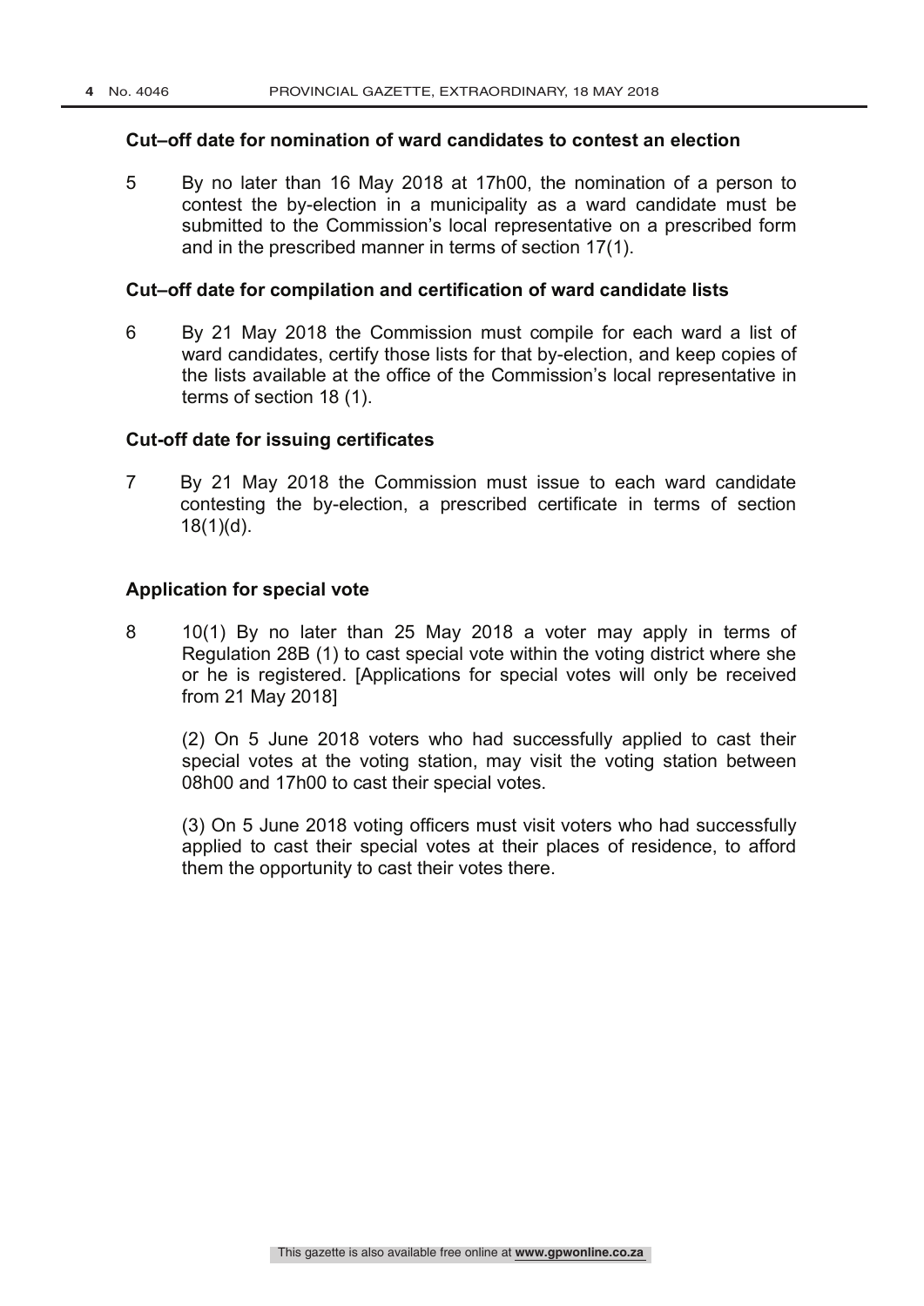**Cut–off date for nomination of ward candidates to contest an election**

5 By no later than 16 May 2018 at 17h00, the nomination of a person to contest the by-election in a municipality as a ward candidate must be submitted to the Commission's local representative on a prescribed form and in the prescribed manner in terms of section 17(1).

**Cut–off date for compilation and certification of ward candidate lists**

6 By 21 May 2018 the Commission must compile for each ward a list of ward candidates, certify those lists for that by-election, and keep copies of the lists available at the office of the Commission's local representative in terms of section 18 (1).

**Cut-off date for issuing certificates**

7 By 21 May 2018 the Commission must issue to each ward candidate contesting the by-election, a prescribed certificate in terms of section 18(1)(d).

**Application for special vote**

8 10(1) By no later than 25 May 2018 a voter may apply in terms of Regulation 28B (1) to cast special vote within the voting district where she or he is registered. [Applications for special votes will only be received from 21 May 2018]

(2) On 5 June 2018 voters who had successfully applied to cast their special votes at the voting station, may visit the voting station between 08h00 and 17h00 to cast their special votes.

(3) On 5 June 2018 voting officers must visit voters who had successfully applied to cast their special votes at their places of residence, to afford them the opportunity to cast their votes there.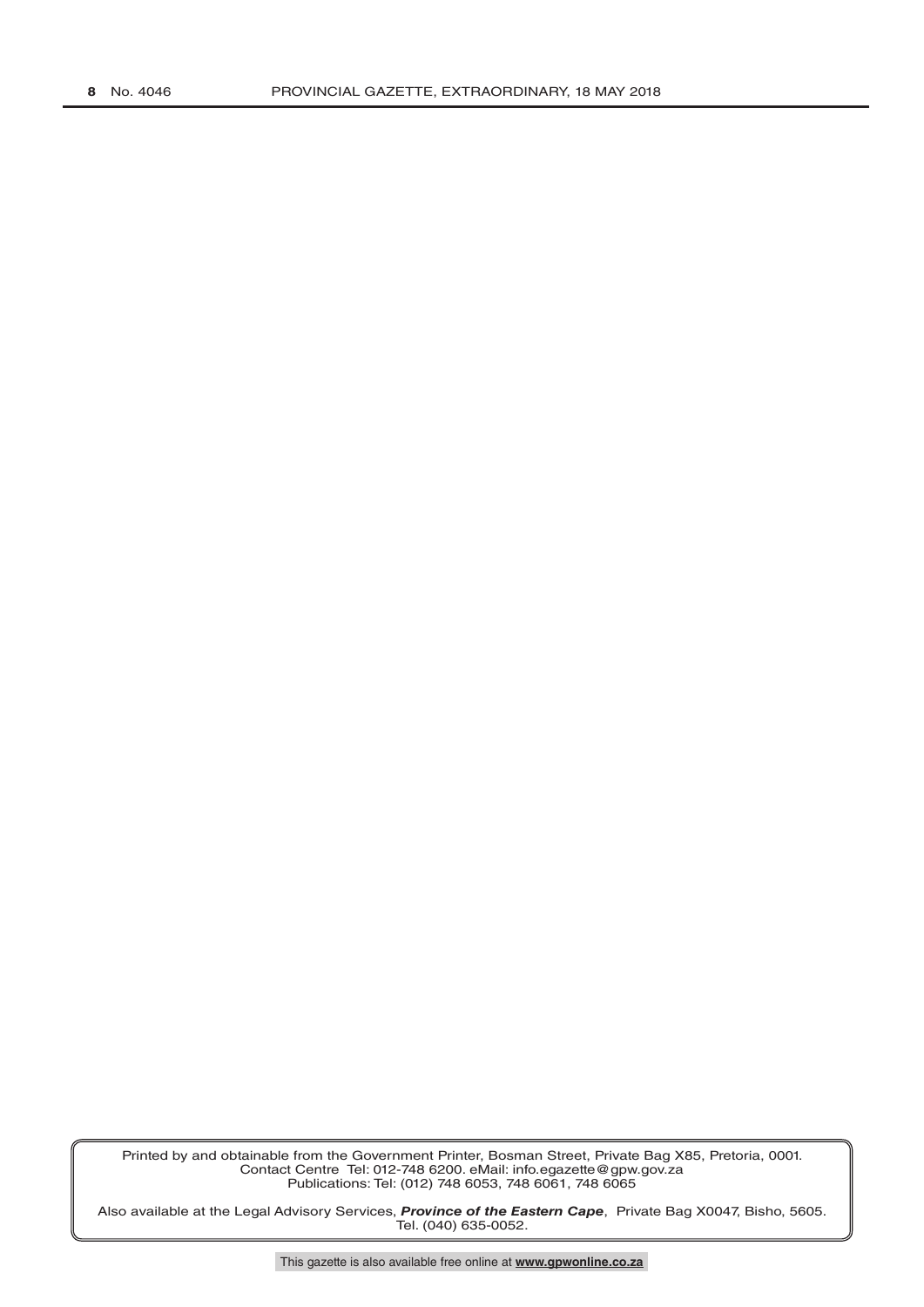Printed by and obtainable from the Government Printer, Bosman Street, Private Bag X85, Pretoria, 0001.
Contact Centre Tel: 012-748 6200. eMail: info.egazette@gpw.gov.za
Publications: Tel: (012) 748 6053, 748 6061, 748 6065

Also available at the Legal Advisory Services, ***Province of the Eastern Cape***, Private Bag X0047, Bisho, 5605.
Tel. (040) 635-0052.

This gazette is also available free online at **www.gpwonline.co.za**